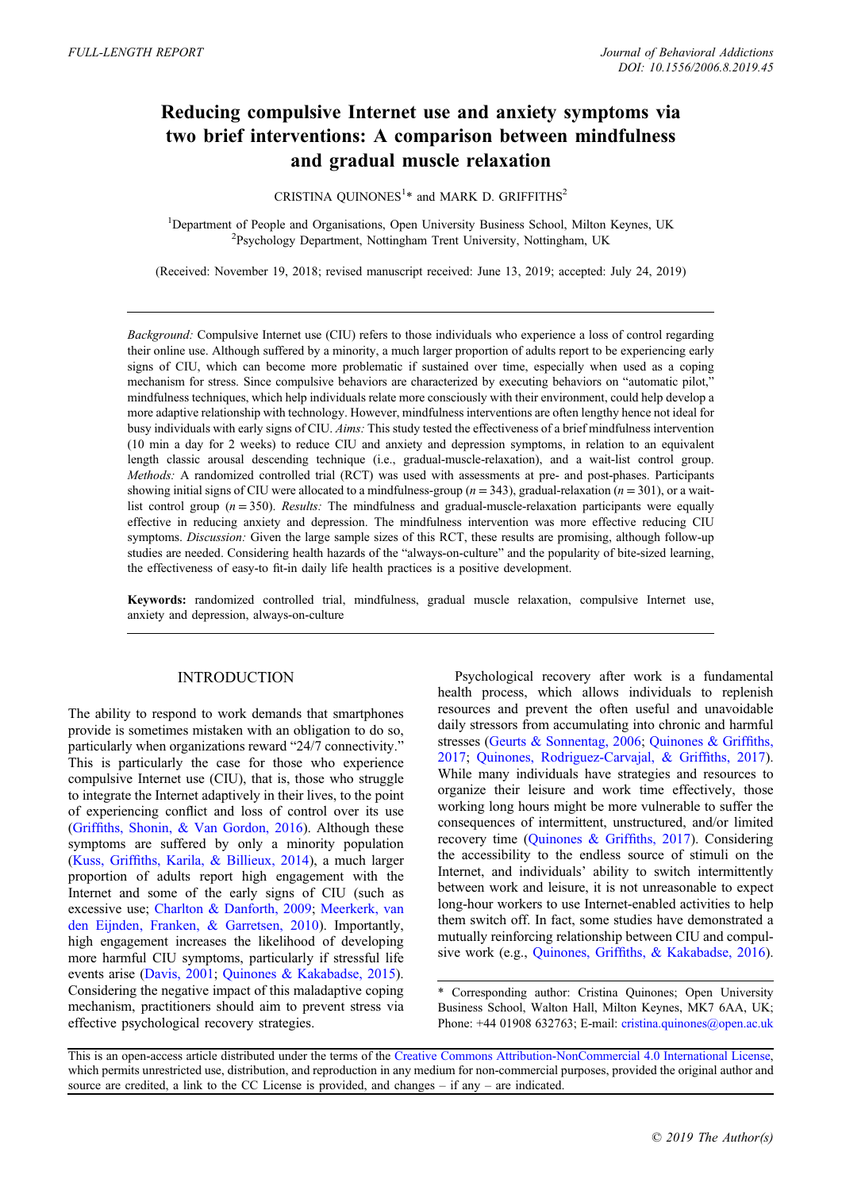FULL-LENGTH REPORT

Journal of Behavioral Addictions
DOI: 10.1556/2006.8.2019.45

# Reducing compulsive Internet use and anxiety symptoms via two brief interventions: A comparison between mindfulness and gradual muscle relaxation

CRISTINA QUINONES[1]* and MARK D. GRIFFITHS[2]

[1]Department of People and Organisations, Open University Business School, Milton Keynes, UK
[2]Psychology Department, Nottingham Trent University, Nottingham, UK

(Received: November 19, 2018; revised manuscript received: June 13, 2019; accepted: July 24, 2019)

*Background:* Compulsive Internet use (CIU) refers to those individuals who experience a loss of control regarding their online use. Although suffered by a minority, a much larger proportion of adults report to be experiencing early signs of CIU, which can become more problematic if sustained over time, especially when used as a coping mechanism for stress. Since compulsive behaviors are characterized by executing behaviors on "automatic pilot," mindfulness techniques, which help individuals relate more consciously with their environment, could help develop a more adaptive relationship with technology. However, mindfulness interventions are often lengthy hence not ideal for busy individuals with early signs of CIU. *Aims:* This study tested the effectiveness of a brief mindfulness intervention (10 min a day for 2 weeks) to reduce CIU and anxiety and depression symptoms, in relation to an equivalent length classic arousal descending technique (i.e., gradual-muscle-relaxation), and a wait-list control group. *Methods:* A randomized controlled trial (RCT) was used with assessments at pre- and post-phases. Participants showing initial signs of CIU were allocated to a mindfulness-group ($n = 343$), gradual-relaxation ($n = 301$), or a wait-list control group ($n = 350$). *Results:* The mindfulness and gradual-muscle-relaxation participants were equally effective in reducing anxiety and depression. The mindfulness intervention was more effective reducing CIU symptoms. *Discussion:* Given the large sample sizes of this RCT, these results are promising, although follow-up studies are needed. Considering health hazards of the "always-on-culture" and the popularity of bite-sized learning, the effectiveness of easy-to fit-in daily life health practices is a positive development.

**Keywords:** randomized controlled trial, mindfulness, gradual muscle relaxation, compulsive Internet use, anxiety and depression, always-on-culture

## INTRODUCTION

The ability to respond to work demands that smartphones provide is sometimes mistaken with an obligation to do so, particularly when organizations reward "24/7 connectivity." This is particularly the case for those who experience compulsive Internet use (CIU), that is, those who struggle to integrate the Internet adaptively in their lives, to the point of experiencing conflict and loss of control over its use (Griffiths, Shonin, & Van Gordon, 2016). Although these symptoms are suffered by only a minority population (Kuss, Griffiths, Karila, & Billieux, 2014), a much larger proportion of adults report high engagement with the Internet and some of the early signs of CIU (such as excessive use; Charlton & Danforth, 2009; Meerkerk, van den Eijnden, Franken, & Garretsen, 2010). Importantly, high engagement increases the likelihood of developing more harmful CIU symptoms, particularly if stressful life events arise (Davis, 2001; Quinones & Kakabadse, 2015). Considering the negative impact of this maladaptive coping mechanism, practitioners should aim to prevent stress via effective psychological recovery strategies.

Psychological recovery after work is a fundamental health process, which allows individuals to replenish resources and prevent the often useful and unavoidable daily stressors from accumulating into chronic and harmful stresses (Geurts & Sonnentag, 2006; Quinones & Griffiths, 2017; Quinones, Rodriguez-Carvajal, & Griffiths, 2017). While many individuals have strategies and resources to organize their leisure and work time effectively, those working long hours might be more vulnerable to suffer the consequences of intermittent, unstructured, and/or limited recovery time (Quinones & Griffiths, 2017). Considering the accessibility to the endless source of stimuli on the Internet, and individuals' ability to switch intermittently between work and leisure, it is not unreasonable to expect long-hour workers to use Internet-enabled activities to help them switch off. In fact, some studies have demonstrated a mutually reinforcing relationship between CIU and compulsive work (e.g., Quinones, Griffiths, & Kakabadse, 2016).

\* Corresponding author: Cristina Quinones; Open University Business School, Walton Hall, Milton Keynes, MK7 6AA, UK; Phone: +44 01908 632763; E-mail: cristina.quinones@open.ac.uk

This is an open-access article distributed under the terms of the Creative Commons Attribution-NonCommercial 4.0 International License, which permits unrestricted use, distribution, and reproduction in any medium for non-commercial purposes, provided the original author and source are credited, a link to the CC License is provided, and changes – if any – are indicated.

© 2019 The Author(s)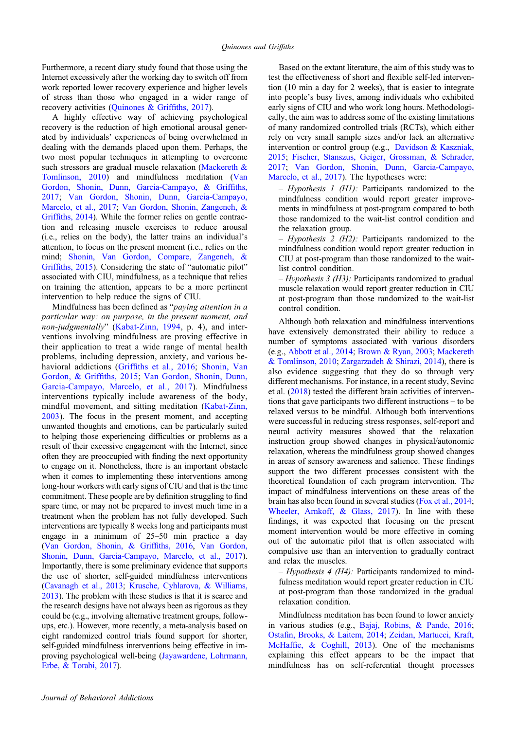Furthermore, a recent diary study found that those using the Internet excessively after the working day to switch off from work reported lower recovery experience and higher levels of stress than those who engaged in a wider range of recovery activities (Quinones & Griffiths, 2017).

A highly effective way of achieving psychological recovery is the reduction of high emotional arousal generated by individuals' experiences of being overwhelmed in dealing with the demands placed upon them. Perhaps, the two most popular techniques in attempting to overcome such stressors are gradual muscle relaxation (Mackereth & Tomlinson, 2010) and mindfulness meditation (Van Gordon, Shonin, Dunn, Garcia-Campayo, & Griffiths, 2017; Van Gordon, Shonin, Dunn, Garcia-Campayo, Marcelo, et al., 2017; Van Gordon, Shonin, Zangeneh, & Griffiths, 2014). While the former relies on gentle contraction and releasing muscle exercises to reduce arousal (i.e., relies on the body), the latter trains an individual's attention, to focus on the present moment (i.e., relies on the mind; Shonin, Van Gordon, Compare, Zangeneh, & Griffiths, 2015). Considering the state of "automatic pilot" associated with CIU, mindfulness, as a technique that relies on training the attention, appears to be a more pertinent intervention to help reduce the signs of CIU.

Mindfulness has been defined as "*paying attention in a particular way: on purpose, in the present moment, and non-judgmentally*" (Kabat-Zinn, 1994, p. 4), and interventions involving mindfulness are proving effective in their application to treat a wide range of mental health problems, including depression, anxiety, and various behavioral addictions (Griffiths et al., 2016; Shonin, Van Gordon, & Griffiths, 2015; Van Gordon, Shonin, Dunn, Garcia-Campayo, Marcelo, et al., 2017). Mindfulness interventions typically include awareness of the body, mindful movement, and sitting meditation (Kabat-Zinn, 2003). The focus in the present moment, and accepting unwanted thoughts and emotions, can be particularly suited to helping those experiencing difficulties or problems as a result of their excessive engagement with the Internet, since often they are preoccupied with finding the next opportunity to engage on it. Nonetheless, there is an important obstacle when it comes to implementing these interventions among long-hour workers with early signs of CIU and that is the time commitment. These people are by definition struggling to find spare time, or may not be prepared to invest much time in a treatment when the problem has not fully developed. Such interventions are typically 8 weeks long and participants must engage in a minimum of 25–50 min practice a day (Van Gordon, Shonin, & Griffiths, 2016; Van Gordon, Shonin, Dunn, Garcia-Campayo, Marcelo, et al., 2017). Importantly, there is some preliminary evidence that supports the use of shorter, self-guided mindfulness interventions (Cavanagh et al., 2013; Krusche, Cyhlarova, & Williams, 2013). The problem with these studies is that it is scarce and the research designs have not always been as rigorous as they could be (e.g., involving alternative treatment groups, follow-ups, etc.). However, more recently, a meta-analysis based on eight randomized control trials found support for shorter, self-guided mindfulness interventions being effective in improving psychological well-being (Jayawardene, Lohrmann, Erbe, & Torabi, 2017).

Based on the extant literature, the aim of this study was to test the effectiveness of short and flexible self-led intervention (10 min a day for 2 weeks), that is easier to integrate into people's busy lives, among individuals who exhibited early signs of CIU and who work long hours. Methodologically, the aim was to address some of the existing limitations of many randomized controlled trials (RCTs), which either rely on very small sample sizes and/or lack an alternative intervention or control group (e.g., Davidson & Kaszniak, 2015; Fischer, Stanszus, Geiger, Grossman, & Schrader, 2017; Van Gordon, Shonin, Dunn, Garcia-Campayo, Marcelo, et al., 2017). The hypotheses were:

– *Hypothesis 1 (H1):* Participants randomized to the mindfulness condition would report greater improvements in mindfulness at post-program compared to both those randomized to the wait-list control condition and the relaxation group.

– *Hypothesis 2 (H2):* Participants randomized to the mindfulness condition would report greater reduction in CIU at post-program than those randomized to the wait-list control condition.

– *Hypothesis 3 (H3):* Participants randomized to gradual muscle relaxation would report greater reduction in CIU at post-program than those randomized to the wait-list control condition.

Although both relaxation and mindfulness interventions have extensively demonstrated their ability to reduce a number of symptoms associated with various disorders (e.g., Abbott et al., 2014; Brown & Ryan, 2003; Mackereth & Tomlinson, 2010; Zargarzadeh & Shirazi, 2014), there is also evidence suggesting that they do so through very different mechanisms. For instance, in a recent study, Sevinc et al. (2018) tested the different brain activities of interventions that gave participants two different instructions – to be relaxed versus to be mindful. Although both interventions were successful in reducing stress responses, self-report and neural activity measures showed that the relaxation instruction group showed changes in physical/autonomic relaxation, whereas the mindfulness group showed changes in areas of sensory awareness and salience. These findings support the two different processes consistent with the theoretical foundation of each program intervention. The impact of mindfulness interventions on these areas of the brain has also been found in several studies (Fox et al., 2014; Wheeler, Arnkoff, & Glass, 2017). In line with these findings, it was expected that focusing on the present moment intervention would be more effective in coming out of the automatic pilot that is often associated with compulsive use than an intervention to gradually contract and relax the muscles.

– *Hypothesis 4 (H4):* Participants randomized to mindfulness meditation would report greater reduction in CIU at post-program than those randomized in the gradual relaxation condition.

Mindfulness meditation has been found to lower anxiety in various studies (e.g., Bajaj, Robins, & Pande, 2016; Ostafin, Brooks, & Laitem, 2014; Zeidan, Martucci, Kraft, McHaffie, & Coghill, 2013). One of the mechanisms explaining this effect appears to be the impact that mindfulness has on self-referential thought processes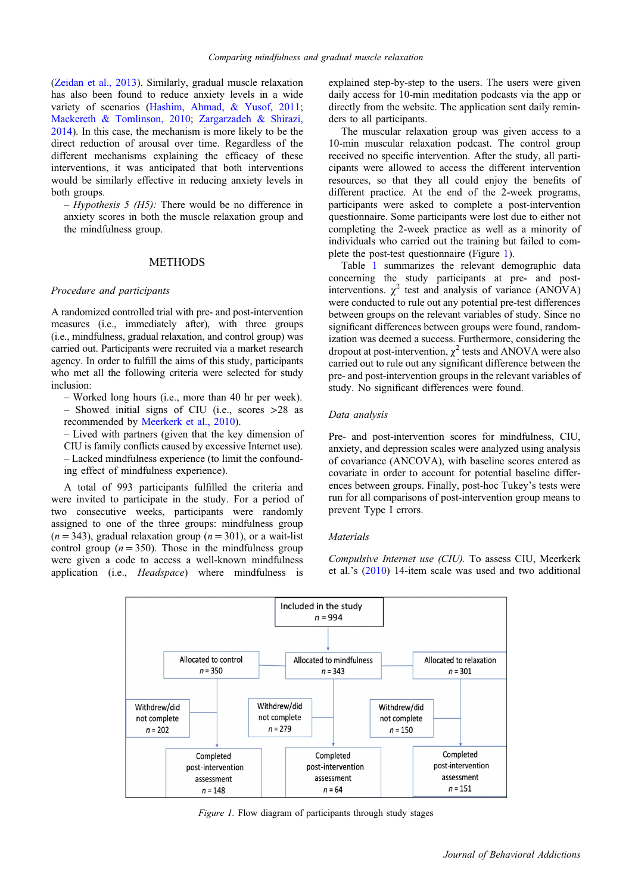(Zeidan et al., 2013). Similarly, gradual muscle relaxation has also been found to reduce anxiety levels in a wide variety of scenarios (Hashim, Ahmad, & Yusof, 2011; Mackereth & Tomlinson, 2010; Zargarzadeh & Shirazi, 2014). In this case, the mechanism is more likely to be the direct reduction of arousal over time. Regardless of the different mechanisms explaining the efficacy of these interventions, it was anticipated that both interventions would be similarly effective in reducing anxiety levels in both groups.

– *Hypothesis 5 (H5):* There would be no difference in anxiety scores in both the muscle relaxation group and the mindfulness group.

## METHODS

### *Procedure and participants*

A randomized controlled trial with pre- and post-intervention measures (i.e., immediately after), with three groups (i.e., mindfulness, gradual relaxation, and control group) was carried out. Participants were recruited via a market research agency. In order to fulfill the aims of this study, participants who met all the following criteria were selected for study inclusion:

– Worked long hours (i.e., more than 40 hr per week).
– Showed initial signs of CIU (i.e., scores >28 as recommended by Meerkerk et al., 2010).
– Lived with partners (given that the key dimension of CIU is family conflicts caused by excessive Internet use).
– Lacked mindfulness experience (to limit the confounding effect of mindfulness experience).

A total of 993 participants fulfilled the criteria and were invited to participate in the study. For a period of two consecutive weeks, participants were randomly assigned to one of the three groups: mindfulness group ($n = 343$), gradual relaxation group ($n = 301$), or a wait-list control group ($n = 350$). Those in the mindfulness group were given a code to access a well-known mindfulness application (i.e., *Headspace*) where mindfulness is explained step-by-step to the users. The users were given daily access for 10-min meditation podcasts via the app or directly from the website. The application sent daily reminders to all participants.

The muscular relaxation group was given access to a 10-min muscular relaxation podcast. The control group received no specific intervention. After the study, all participants were allowed to access the different intervention resources, so that they all could enjoy the benefits of different practice. At the end of the 2-week programs, participants were asked to complete a post-intervention questionnaire. Some participants were lost due to either not completing the 2-week practice as well as a minority of individuals who carried out the training but failed to complete the post-test questionnaire (Figure 1).

Table 1 summarizes the relevant demographic data concerning the study participants at pre- and post-interventions. $\chi^2$ test and analysis of variance (ANOVA) were conducted to rule out any potential pre-test differences between groups on the relevant variables of study. Since no significant differences between groups were found, randomization was deemed a success. Furthermore, considering the dropout at post-intervention, $\chi^2$ tests and ANOVA were also carried out to rule out any significant difference between the pre- and post-intervention groups in the relevant variables of study. No significant differences were found.

### *Data analysis*

Pre- and post-intervention scores for mindfulness, CIU, anxiety, and depression scales were analyzed using analysis of covariance (ANCOVA), with baseline scores entered as covariate in order to account for potential baseline differences between groups. Finally, post-hoc Tukey's tests were run for all comparisons of post-intervention group means to prevent Type I errors.

### *Materials*

*Compulsive Internet use (CIU).* To assess CIU, Meerkerk et al.'s (2010) 14-item scale was used and two additional

Included in the study
$n = 994$

Allocated to control $n = 350$ | Allocated to mindfulness $n = 343$ | Allocated to relaxation $n = 301$

Withdrew/did not complete $n = 202$ | Withdrew/did not complete $n = 279$ | Withdrew/did not complete $n = 150$

Completed post-intervention assessment $n = 148$ | Completed post-intervention assessment $n = 64$ | Completed post-intervention assessment $n = 151$

*Figure 1.* Flow diagram of participants through study stages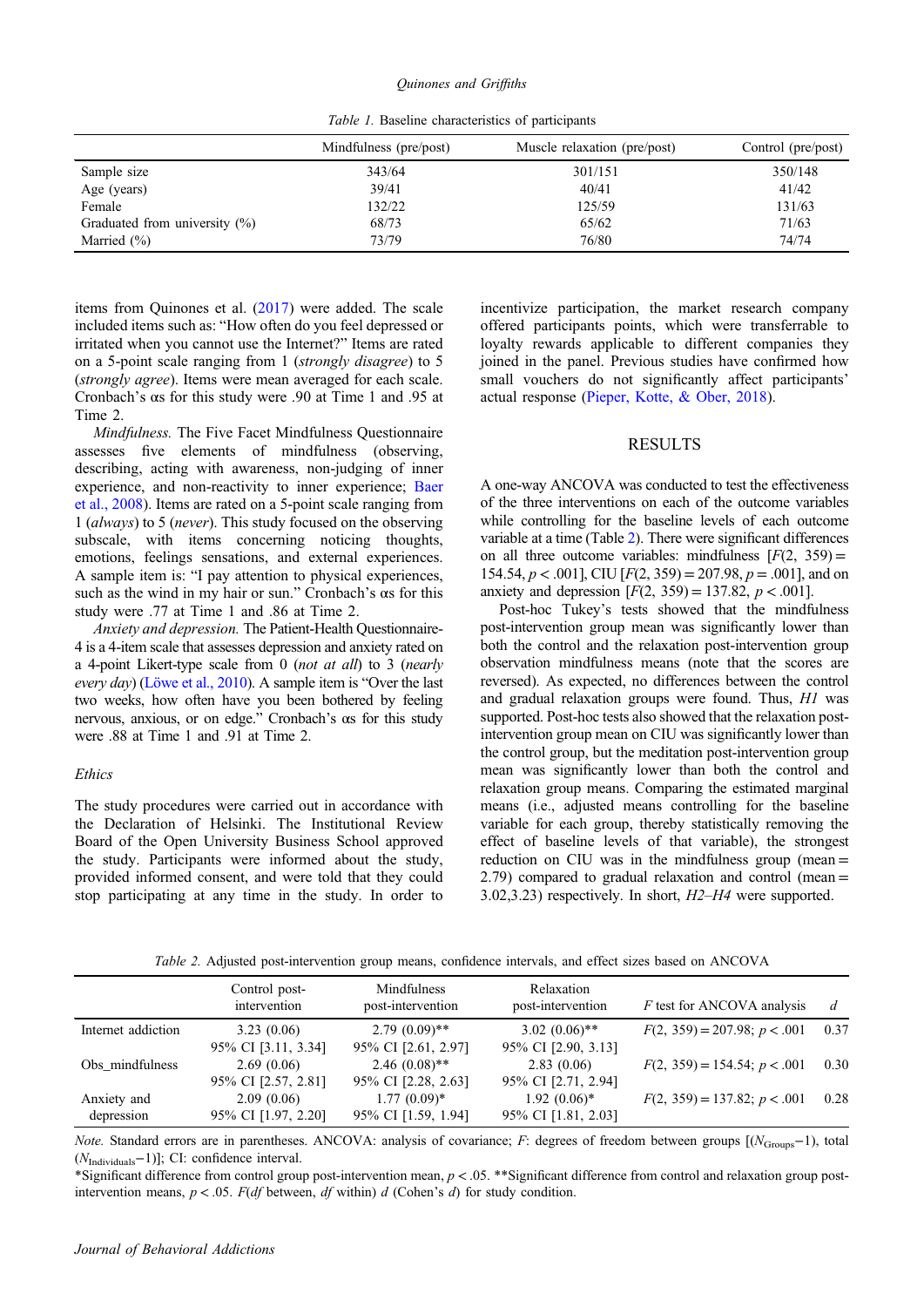Table 1. Baseline characteristics of participants

| | Mindfulness (pre/post) | Muscle relaxation (pre/post) | Control (pre/post) |
|---|---|---|---|
| Sample size | 343/64 | 301/151 | 350/148 |
| Age (years) | 39/41 | 40/41 | 41/42 |
| Female | 132/22 | 125/59 | 131/63 |
| Graduated from university (%) | 68/73 | 65/62 | 71/63 |
| Married (%) | 73/79 | 76/80 | 74/74 |

items from Quinones et al. (2017) were added. The scale included items such as: "How often do you feel depressed or irritated when you cannot use the Internet?" Items are rated on a 5-point scale ranging from 1 (*strongly disagree*) to 5 (*strongly agree*). Items were mean averaged for each scale. Cronbach's αs for this study were .90 at Time 1 and .95 at Time 2.

*Mindfulness.* The Five Facet Mindfulness Questionnaire assesses five elements of mindfulness (observing, describing, acting with awareness, non-judging of inner experience, and non-reactivity to inner experience; Baer et al., 2008). Items are rated on a 5-point scale ranging from 1 (*always*) to 5 (*never*). This study focused on the observing subscale, with items concerning noticing thoughts, emotions, feelings sensations, and external experiences. A sample item is: "I pay attention to physical experiences, such as the wind in my hair or sun." Cronbach's αs for this study were .77 at Time 1 and .86 at Time 2.

*Anxiety and depression.* The Patient-Health Questionnaire-4 is a 4-item scale that assesses depression and anxiety rated on a 4-point Likert-type scale from 0 (*not at all*) to 3 (*nearly every day*) (Löwe et al., 2010). A sample item is "Over the last two weeks, how often have you been bothered by feeling nervous, anxious, or on edge." Cronbach's αs for this study were .88 at Time 1 and .91 at Time 2.

### Ethics

The study procedures were carried out in accordance with the Declaration of Helsinki. The Institutional Review Board of the Open University Business School approved the study. Participants were informed about the study, provided informed consent, and were told that they could stop participating at any time in the study. In order to incentivize participation, the market research company offered participants points, which were transferrable to loyalty rewards applicable to different companies they joined in the panel. Previous studies have confirmed how small vouchers do not significantly affect participants' actual response (Pieper, Kotte, & Ober, 2018).

## RESULTS

A one-way ANCOVA was conducted to test the effectiveness of the three interventions on each of the outcome variables while controlling for the baseline levels of each outcome variable at a time (Table 2). There were significant differences on all three outcome variables: mindfulness [$F(2, 359) = 154.54$, $p < .001$], CIU [$F(2, 359) = 207.98$, $p = .001$], and on anxiety and depression [$F(2, 359) = 137.82$, $p < .001$].

Post-hoc Tukey's tests showed that the mindfulness post-intervention group mean was significantly lower than both the control and the relaxation post-intervention group observation mindfulness means (note that the scores are reversed). As expected, no differences between the control and gradual relaxation groups were found. Thus, *H1* was supported. Post-hoc tests also showed that the relaxation post-intervention group mean on CIU was significantly lower than the control group, but the meditation post-intervention group mean was significantly lower than both the control and relaxation group means. Comparing the estimated marginal means (i.e., adjusted means controlling for the baseline variable for each group, thereby statistically removing the effect of baseline levels of that variable), the strongest reduction on CIU was in the mindfulness group (mean = 2.79) compared to gradual relaxation and control (mean = 3.02,3.23) respectively. In short, *H2–H4* were supported.

Table 2. Adjusted post-intervention group means, confidence intervals, and effect sizes based on ANCOVA

| | Control post-intervention | Mindfulness post-intervention | Relaxation post-intervention | F test for ANCOVA analysis | d |
|---|---|---|---|---|---|
| Internet addiction | 3.23 (0.06) 95% CI [3.11, 3.34] | 2.79 (0.09)** 95% CI [2.61, 2.97] | 3.02 (0.06)** 95% CI [2.90, 3.13] | $F(2, 359) = 207.98$; $p < .001$ | 0.37 |
| Obs_mindfulness | 2.69 (0.06) 95% CI [2.57, 2.81] | 2.46 (0.08)** 95% CI [2.28, 2.63] | 2.83 (0.06) 95% CI [2.71, 2.94] | $F(2, 359) = 154.54$; $p < .001$ | 0.30 |
| Anxiety and depression | 2.09 (0.06) 95% CI [1.97, 2.20] | 1.77 (0.09)* 95% CI [1.59, 1.94] | 1.92 (0.06)* 95% CI [1.81, 2.03] | $F(2, 359) = 137.82$; $p < .001$ | 0.28 |

*Note.* Standard errors are in parentheses. ANCOVA: analysis of covariance; F: degrees of freedom between groups [($N_{\text{Groups}}-1$), total ($N_{\text{Individuals}}-1$)]; CI: confidence interval.
*Significant difference from control group post-intervention mean, $p < .05$. **Significant difference from control and relaxation group post-intervention means, $p < .05$. F(*df* between, *df* within) *d* (Cohen's *d*) for study condition.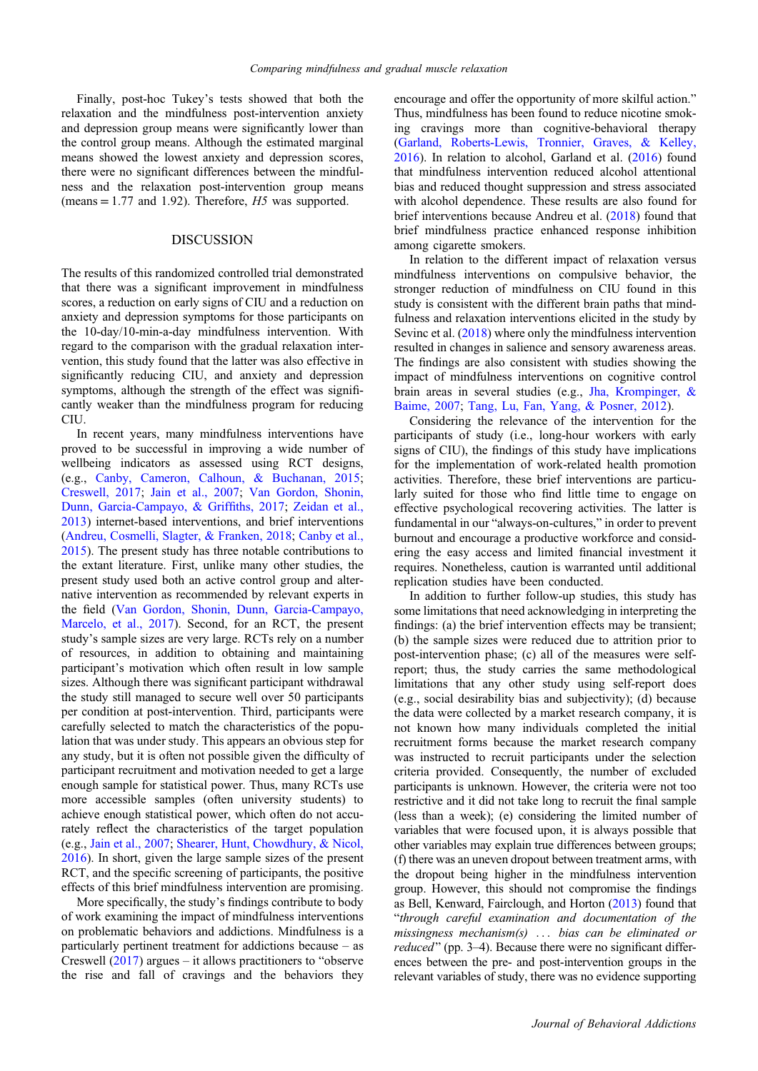Finally, post-hoc Tukey's tests showed that both the relaxation and the mindfulness post-intervention anxiety and depression group means were significantly lower than the control group means. Although the estimated marginal means showed the lowest anxiety and depression scores, there were no significant differences between the mindfulness and the relaxation post-intervention group means (means = 1.77 and 1.92). Therefore, *H5* was supported.

## DISCUSSION

The results of this randomized controlled trial demonstrated that there was a significant improvement in mindfulness scores, a reduction on early signs of CIU and a reduction on anxiety and depression symptoms for those participants on the 10-day/10-min-a-day mindfulness intervention. With regard to the comparison with the gradual relaxation intervention, this study found that the latter was also effective in significantly reducing CIU, and anxiety and depression symptoms, although the strength of the effect was significantly weaker than the mindfulness program for reducing CIU.

In recent years, many mindfulness interventions have proved to be successful in improving a wide number of wellbeing indicators as assessed using RCT designs, (e.g., Canby, Cameron, Calhoun, & Buchanan, 2015; Creswell, 2017; Jain et al., 2007; Van Gordon, Shonin, Dunn, Garcia-Campayo, & Griffiths, 2017; Zeidan et al., 2013) internet-based interventions, and brief interventions (Andreu, Cosmelli, Slagter, & Franken, 2018; Canby et al., 2015). The present study has three notable contributions to the extant literature. First, unlike many other studies, the present study used both an active control group and alternative intervention as recommended by relevant experts in the field (Van Gordon, Shonin, Dunn, Garcia-Campayo, Marcelo, et al., 2017). Second, for an RCT, the present study's sample sizes are very large. RCTs rely on a number of resources, in addition to obtaining and maintaining participant's motivation which often result in low sample sizes. Although there was significant participant withdrawal the study still managed to secure well over 50 participants per condition at post-intervention. Third, participants were carefully selected to match the characteristics of the population that was under study. This appears an obvious step for any study, but it is often not possible given the difficulty of participant recruitment and motivation needed to get a large enough sample for statistical power. Thus, many RCTs use more accessible samples (often university students) to achieve enough statistical power, which often do not accurately reflect the characteristics of the target population (e.g., Jain et al., 2007; Shearer, Hunt, Chowdhury, & Nicol, 2016). In short, given the large sample sizes of the present RCT, and the specific screening of participants, the positive effects of this brief mindfulness intervention are promising.

More specifically, the study's findings contribute to body of work examining the impact of mindfulness interventions on problematic behaviors and addictions. Mindfulness is a particularly pertinent treatment for addictions because – as Creswell (2017) argues – it allows practitioners to "observe the rise and fall of cravings and the behaviors they encourage and offer the opportunity of more skilful action." Thus, mindfulness has been found to reduce nicotine smoking cravings more than cognitive-behavioral therapy (Garland, Roberts-Lewis, Tronnier, Graves, & Kelley, 2016). In relation to alcohol, Garland et al. (2016) found that mindfulness intervention reduced alcohol attentional bias and reduced thought suppression and stress associated with alcohol dependence. These results are also found for brief interventions because Andreu et al. (2018) found that brief mindfulness practice enhanced response inhibition among cigarette smokers.

In relation to the different impact of relaxation versus mindfulness interventions on compulsive behavior, the stronger reduction of mindfulness on CIU found in this study is consistent with the different brain paths that mindfulness and relaxation interventions elicited in the study by Sevinc et al. (2018) where only the mindfulness intervention resulted in changes in salience and sensory awareness areas. The findings are also consistent with studies showing the impact of mindfulness interventions on cognitive control brain areas in several studies (e.g., Jha, Krompinger, & Baime, 2007; Tang, Lu, Fan, Yang, & Posner, 2012).

Considering the relevance of the intervention for the participants of study (i.e., long-hour workers with early signs of CIU), the findings of this study have implications for the implementation of work-related health promotion activities. Therefore, these brief interventions are particularly suited for those who find little time to engage on effective psychological recovering activities. The latter is fundamental in our "always-on-cultures," in order to prevent burnout and encourage a productive workforce and considering the easy access and limited financial investment it requires. Nonetheless, caution is warranted until additional replication studies have been conducted.

In addition to further follow-up studies, this study has some limitations that need acknowledging in interpreting the findings: (a) the brief intervention effects may be transient; (b) the sample sizes were reduced due to attrition prior to post-intervention phase; (c) all of the measures were self-report; thus, the study carries the same methodological limitations that any other study using self-report does (e.g., social desirability bias and subjectivity); (d) because the data were collected by a market research company, it is not known how many individuals completed the initial recruitment forms because the market research company was instructed to recruit participants under the selection criteria provided. Consequently, the number of excluded participants is unknown. However, the criteria were not too restrictive and it did not take long to recruit the final sample (less than a week); (e) considering the limited number of variables that were focused upon, it is always possible that other variables may explain true differences between groups; (f) there was an uneven dropout between treatment arms, with the dropout being higher in the mindfulness intervention group. However, this should not compromise the findings as Bell, Kenward, Fairclough, and Horton (2013) found that "*through careful examination and documentation of the missingness mechanism(s) . . . bias can be eliminated or reduced*" (pp. 3–4). Because there were no significant differences between the pre- and post-intervention groups in the relevant variables of study, there was no evidence supporting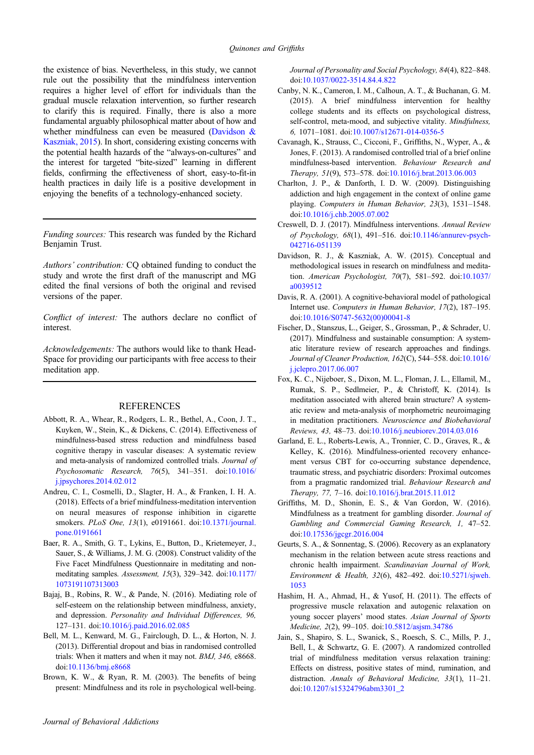the existence of bias. Nevertheless, in this study, we cannot rule out the possibility that the mindfulness intervention requires a higher level of effort for individuals than the gradual muscle relaxation intervention, so further research to clarify this is required. Finally, there is also a more fundamental arguably philosophical matter about of how and whether mindfulness can even be measured (Davidson & Kaszniak, 2015). In short, considering existing concerns with the potential health hazards of the "always-on-cultures" and the interest for targeted "bite-sized" learning in different fields, confirming the effectiveness of short, easy-to-fit-in health practices in daily life is a positive development in enjoying the benefits of a technology-enhanced society.

---

*Funding sources:* This research was funded by the Richard Benjamin Trust.

*Authors' contribution:* CQ obtained funding to conduct the study and wrote the first draft of the manuscript and MG edited the final versions of both the original and revised versions of the paper.

*Conflict of interest:* The authors declare no conflict of interest.

*Acknowledgements:* The authors would like to thank Head-Space for providing our participants with free access to their meditation app.

---

## REFERENCES

Abbott, R. A., Whear, R., Rodgers, L. R., Bethel, A., Coon, J. T., Kuyken, W., Stein, K., & Dickens, C. (2014). Effectiveness of mindfulness-based stress reduction and mindfulness based cognitive therapy in vascular diseases: A systematic review and meta-analysis of randomized controlled trials. *Journal of Psychosomatic Research, 76*(5), 341–351. doi:10.1016/j.jpsychores.2014.02.012

Andreu, C. I., Cosmelli, D., Slagter, H. A., & Franken, I. H. A. (2018). Effects of a brief mindfulness-meditation intervention on neural measures of response inhibition in cigarette smokers. *PLoS One, 13*(1), e0191661. doi:10.1371/journal.pone.0191661

Baer, R. A., Smith, G. T., Lykins, E., Button, D., Krietemeyer, J., Sauer, S., & Williams, J. M. G. (2008). Construct validity of the Five Facet Mindfulness Questionnaire in meditating and non-meditating samples. *Assessment, 15*(3), 329–342. doi:10.1177/1073191107313003

Bajaj, B., Robins, R. W., & Pande, N. (2016). Mediating role of self-esteem on the relationship between mindfulness, anxiety, and depression. *Personality and Individual Differences, 96,* 127–131. doi:10.1016/j.paid.2016.02.085

Bell, M. L., Kenward, M. G., Fairclough, D. L., & Horton, N. J. (2013). Differential dropout and bias in randomised controlled trials: When it matters and when it may not. *BMJ, 346,* e8668. doi:10.1136/bmj.e8668

Brown, K. W., & Ryan, R. M. (2003). The benefits of being present: Mindfulness and its role in psychological well-being. *Journal of Personality and Social Psychology, 84*(4), 822–848. doi:10.1037/0022-3514.84.4.822

Canby, N. K., Cameron, I. M., Calhoun, A. T., & Buchanan, G. M. (2015). A brief mindfulness intervention for healthy college students and its effects on psychological distress, self-control, meta-mood, and subjective vitality. *Mindfulness, 6,* 1071–1081. doi:10.1007/s12671-014-0356-5

Cavanagh, K., Strauss, C., Cicconi, F., Griffiths, N., Wyper, A., & Jones, F. (2013). A randomised controlled trial of a brief online mindfulness-based intervention. *Behaviour Research and Therapy, 51*(9), 573–578. doi:10.1016/j.brat.2013.06.003

Charlton, J. P., & Danforth, I. D. W. (2009). Distinguishing addiction and high engagement in the context of online game playing. *Computers in Human Behavior, 23*(3), 1531–1548. doi:10.1016/j.chb.2005.07.002

Creswell, D. J. (2017). Mindfulness interventions. *Annual Review of Psychology, 68*(1), 491–516. doi:10.1146/annurev-psych-042716-051139

Davidson, R. J., & Kaszniak, A. W. (2015). Conceptual and methodological issues in research on mindfulness and meditation. *American Psychologist, 70*(7), 581–592. doi:10.1037/a0039512

Davis, R. A. (2001). A cognitive-behavioral model of pathological Internet use. *Computers in Human Behavior, 17*(2), 187–195. doi:10.1016/S0747-5632(00)00041-8

Fischer, D., Stanszus, L., Geiger, S., Grossman, P., & Schrader, U. (2017). Mindfulness and sustainable consumption: A systematic literature review of research approaches and findings. *Journal of Cleaner Production, 162*(C), 544–558. doi:10.1016/j.jclepro.2017.06.007

Fox, K. C., Nijeboer, S., Dixon, M. L., Floman, J. L., Ellamil, M., Rumak, S. P., Sedlmeier, P., & Christoff, K. (2014). Is meditation associated with altered brain structure? A systematic review and meta-analysis of morphometric neuroimaging in meditation practitioners. *Neuroscience and Biobehavioral Reviews, 43,* 48–73. doi:10.1016/j.neubiorev.2014.03.016

Garland, E. L., Roberts-Lewis, A., Tronnier, C. D., Graves, R., & Kelley, K. (2016). Mindfulness-oriented recovery enhancement versus CBT for co-occurring substance dependence, traumatic stress, and psychiatric disorders: Proximal outcomes from a pragmatic randomized trial. *Behaviour Research and Therapy, 77,* 7–16. doi:10.1016/j.brat.2015.11.012

Griffiths, M. D., Shonin, E. S., & Van Gordon, W. (2016). Mindfulness as a treatment for gambling disorder. *Journal of Gambling and Commercial Gaming Research, 1,* 47–52. doi:10.17536/jgcgr.2016.004

Geurts, S. A., & Sonnentag, S. (2006). Recovery as an explanatory mechanism in the relation between acute stress reactions and chronic health impairment. *Scandinavian Journal of Work, Environment & Health, 32*(6), 482–492. doi:10.5271/sjweh.1053

Hashim, H. A., Ahmad, H., & Yusof, H. (2011). The effects of progressive muscle relaxation and autogenic relaxation on young soccer players' mood states. *Asian Journal of Sports Medicine, 2*(2), 99–105. doi:10.5812/asjsm.34786

Jain, S., Shapiro, S. L., Swanick, S., Roesch, S. C., Mills, P. J., Bell, I., & Schwartz, G. E. (2007). A randomized controlled trial of mindfulness meditation versus relaxation training: Effects on distress, positive states of mind, rumination, and distraction. *Annals of Behavioral Medicine, 33*(1), 11–21. doi:10.1207/s15324796abm3301_2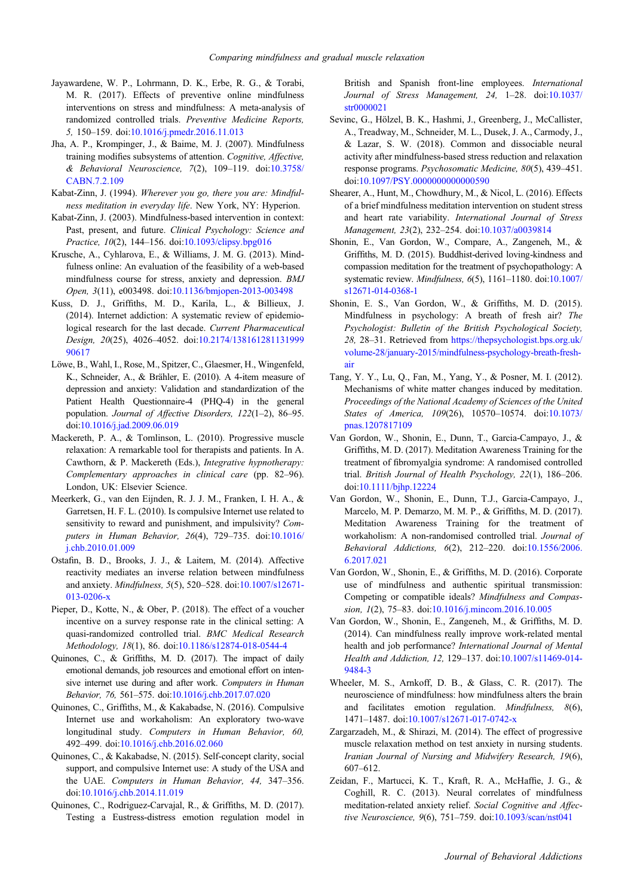Jayawardene, W. P., Lohrmann, D. K., Erbe, R. G., & Torabi, M. R. (2017). Effects of preventive online mindfulness interventions on stress and mindfulness: A meta-analysis of randomized controlled trials. *Preventive Medicine Reports, 5,* 150–159. doi:10.1016/j.pmedr.2016.11.013

Jha, A. P., Krompinger, J., & Baime, M. J. (2007). Mindfulness training modifies subsystems of attention. *Cognitive, Affective, & Behavioral Neuroscience, 7*(2), 109–119. doi:10.3758/CABN.7.2.109

Kabat-Zinn, J. (1994). *Wherever you go, there you are: Mindfulness meditation in everyday life*. New York, NY: Hyperion.

Kabat-Zinn, J. (2003). Mindfulness-based intervention in context: Past, present, and future. *Clinical Psychology: Science and Practice, 10*(2), 144–156. doi:10.1093/clipsy.bpg016

Krusche, A., Cyhlarova, E., & Williams, J. M. G. (2013). Mindfulness online: An evaluation of the feasibility of a web-based mindfulness course for stress, anxiety and depression. *BMJ Open, 3*(11), e003498. doi:10.1136/bmjopen-2013-003498

Kuss, D. J., Griffiths, M. D., Karila, L., & Billieux, J. (2014). Internet addiction: A systematic review of epidemiological research for the last decade. *Current Pharmaceutical Design, 20*(25), 4026–4052. doi:10.2174/13816128113199990617

Löwe, B., Wahl, I., Rose, M., Spitzer, C., Glaesmer, H., Wingenfeld, K., Schneider, A., & Brähler, E. (2010). A 4-item measure of depression and anxiety: Validation and standardization of the Patient Health Questionnaire-4 (PHQ-4) in the general population. *Journal of Affective Disorders, 122*(1–2), 86–95. doi:10.1016/j.jad.2009.06.019

Mackereth, P. A., & Tomlinson, L. (2010). Progressive muscle relaxation: A remarkable tool for therapists and patients. In A. Cawthorn, & P. Mackereth (Eds.), *Integrative hypnotherapy: Complementary approaches in clinical care* (pp. 82–96). London, UK: Elsevier Science.

Meerkerk, G., van den Eijnden, R. J. J. M., Franken, I. H. A., & Garretsen, H. F. L. (2010). Is compulsive Internet use related to sensitivity to reward and punishment, and impulsivity? *Computers in Human Behavior, 26*(4), 729–735. doi:10.1016/j.chb.2010.01.009

Ostafin, B. D., Brooks, J. J., & Laitem, M. (2014). Affective reactivity mediates an inverse relation between mindfulness and anxiety. *Mindfulness, 5*(5), 520–528. doi:10.1007/s12671-013-0206-x

Pieper, D., Kotte, N., & Ober, P. (2018). The effect of a voucher incentive on a survey response rate in the clinical setting: A quasi-randomized controlled trial. *BMC Medical Research Methodology, 18*(1), 86. doi:10.1186/s12874-018-0544-4

Quinones, C., & Griffiths, M. D. (2017). The impact of daily emotional demands, job resources and emotional effort on intensive internet use during and after work. *Computers in Human Behavior, 76,* 561–575. doi:10.1016/j.chb.2017.07.020

Quinones, C., Griffiths, M., & Kakabadse, N. (2016). Compulsive Internet use and workaholism: An exploratory two-wave longitudinal study. *Computers in Human Behavior, 60,* 492–499. doi:10.1016/j.chb.2016.02.060

Quinones, C., & Kakabadse, N. (2015). Self-concept clarity, social support, and compulsive Internet use: A study of the USA and the UAE. *Computers in Human Behavior, 44,* 347–356. doi:10.1016/j.chb.2014.11.019

Quinones, C., Rodriguez-Carvajal, R., & Griffiths, M. D. (2017). Testing a Eustress-distress emotion regulation model in British and Spanish front-line employees. *International Journal of Stress Management, 24,* 1–28. doi:10.1037/str0000021

Sevinc, G., Hölzel, B. K., Hashmi, J., Greenberg, J., McCallister, A., Treadway, M., Schneider, M. L., Dusek, J. A., Carmody, J., & Lazar, S. W. (2018). Common and dissociable neural activity after mindfulness-based stress reduction and relaxation response programs. *Psychosomatic Medicine, 80*(5), 439–451. doi:10.1097/PSY.0000000000000590

Shearer, A., Hunt, M., Chowdhury, M., & Nicol, L. (2016). Effects of a brief mindfulness meditation intervention on student stress and heart rate variability. *International Journal of Stress Management, 23*(2), 232–254. doi:10.1037/a0039814

Shonin, E., Van Gordon, W., Compare, A., Zangeneh, M., & Griffiths, M. D. (2015). Buddhist-derived loving-kindness and compassion meditation for the treatment of psychopathology: A systematic review. *Mindfulness, 6*(5), 1161–1180. doi:10.1007/s12671-014-0368-1

Shonin, E. S., Van Gordon, W., & Griffiths, M. D. (2015). Mindfulness in psychology: A breath of fresh air? *The Psychologist: Bulletin of the British Psychological Society, 28,* 28–31. Retrieved from https://thepsychologist.bps.org.uk/volume-28/january-2015/mindfulness-psychology-breath-fresh-air

Tang, Y. Y., Lu, Q., Fan, M., Yang, Y., & Posner, M. I. (2012). Mechanisms of white matter changes induced by meditation. *Proceedings of the National Academy of Sciences of the United States of America, 109*(26), 10570–10574. doi:10.1073/pnas.1207817109

Van Gordon, W., Shonin, E., Dunn, T., Garcia-Campayo, J., & Griffiths, M. D. (2017). Meditation Awareness Training for the treatment of fibromyalgia syndrome: A randomised controlled trial. *British Journal of Health Psychology, 22*(1), 186–206. doi:10.1111/bjhp.12224

Van Gordon, W., Shonin, E., Dunn, T.J., Garcia-Campayo, J., Marcelo, M. P. Demarzo, M. M. P., & Griffiths, M. D. (2017). Meditation Awareness Training for the treatment of workaholism: A non-randomised controlled trial. *Journal of Behavioral Addictions, 6*(2), 212–220. doi:10.1556/2006.6.2017.021

Van Gordon, W., Shonin, E., & Griffiths, M. D. (2016). Corporate use of mindfulness and authentic spiritual transmission: Competing or compatible ideals? *Mindfulness and Compassion, 1*(2), 75–83. doi:10.1016/j.mincom.2016.10.005

Van Gordon, W., Shonin, E., Zangeneh, M., & Griffiths, M. D. (2014). Can mindfulness really improve work-related mental health and job performance? *International Journal of Mental Health and Addiction, 12,* 129–137. doi:10.1007/s11469-014-9484-3

Wheeler, M. S., Arnkoff, D. B., & Glass, C. R. (2017). The neuroscience of mindfulness: how mindfulness alters the brain and facilitates emotion regulation. *Mindfulness, 8*(6), 1471–1487. doi:10.1007/s12671-017-0742-x

Zargarzadeh, M., & Shirazi, M. (2014). The effect of progressive muscle relaxation method on test anxiety in nursing students. *Iranian Journal of Nursing and Midwifery Research, 19*(6), 607–612.

Zeidan, F., Martucci, K. T., Kraft, R. A., McHaffie, J. G., & Coghill, R. C. (2013). Neural correlates of mindfulness meditation-related anxiety relief. *Social Cognitive and Affective Neuroscience, 9*(6), 751–759. doi:10.1093/scan/nst041